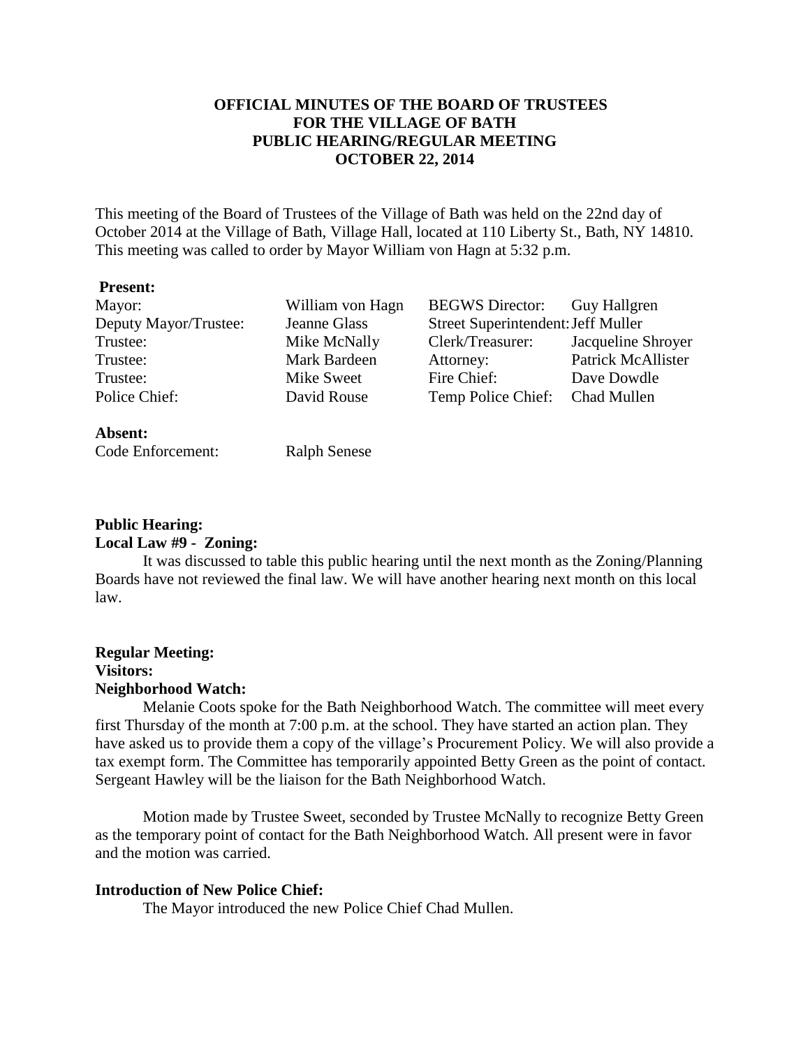# OFFICIAL MINUTES OF THE BOARD OF TRUSTEES FOR THE VILLAGE OF BATH PUBLIC HEARING/REGULAR MEETING OCTOBER 22, 2014

This meeting of the Board of Trustees of the Village of Bath was held on the 22nd day of October 2014 at the Village of Bath, Village Hall, located at 110 Liberty St., Bath, NY 14810. This meeting was called to order by Mayor William von Hagn at 5:32 p.m.

**Present:**

| | | | |
|---|---|---|---|
| Mayor: | William von Hagn | BEGWS Director: | Guy Hallgren |
| Deputy Mayor/Trustee: | Jeanne Glass | Street Superintendent: | Jeff Muller |
| Trustee: | Mike McNally | Clerk/Treasurer: | Jacqueline Shroyer |
| Trustee: | Mark Bardeen | Attorney: | Patrick McAllister |
| Trustee: | Mike Sweet | Fire Chief: | Dave Dowdle |
| Police Chief: | David Rouse | Temp Police Chief: | Chad Mullen |

**Absent:**

Code Enforcement: Ralph Senese

**Public Hearing:**

**Local Law #9 - Zoning:**

It was discussed to table this public hearing until the next month as the Zoning/Planning Boards have not reviewed the final law. We will have another hearing next month on this local law.

**Regular Meeting:**

**Visitors:**

**Neighborhood Watch:**

Melanie Coots spoke for the Bath Neighborhood Watch. The committee will meet every first Thursday of the month at 7:00 p.m. at the school. They have started an action plan. They have asked us to provide them a copy of the village's Procurement Policy. We will also provide a tax exempt form. The Committee has temporarily appointed Betty Green as the point of contact. Sergeant Hawley will be the liaison for the Bath Neighborhood Watch.

Motion made by Trustee Sweet, seconded by Trustee McNally to recognize Betty Green as the temporary point of contact for the Bath Neighborhood Watch. All present were in favor and the motion was carried.

**Introduction of New Police Chief:**

The Mayor introduced the new Police Chief Chad Mullen.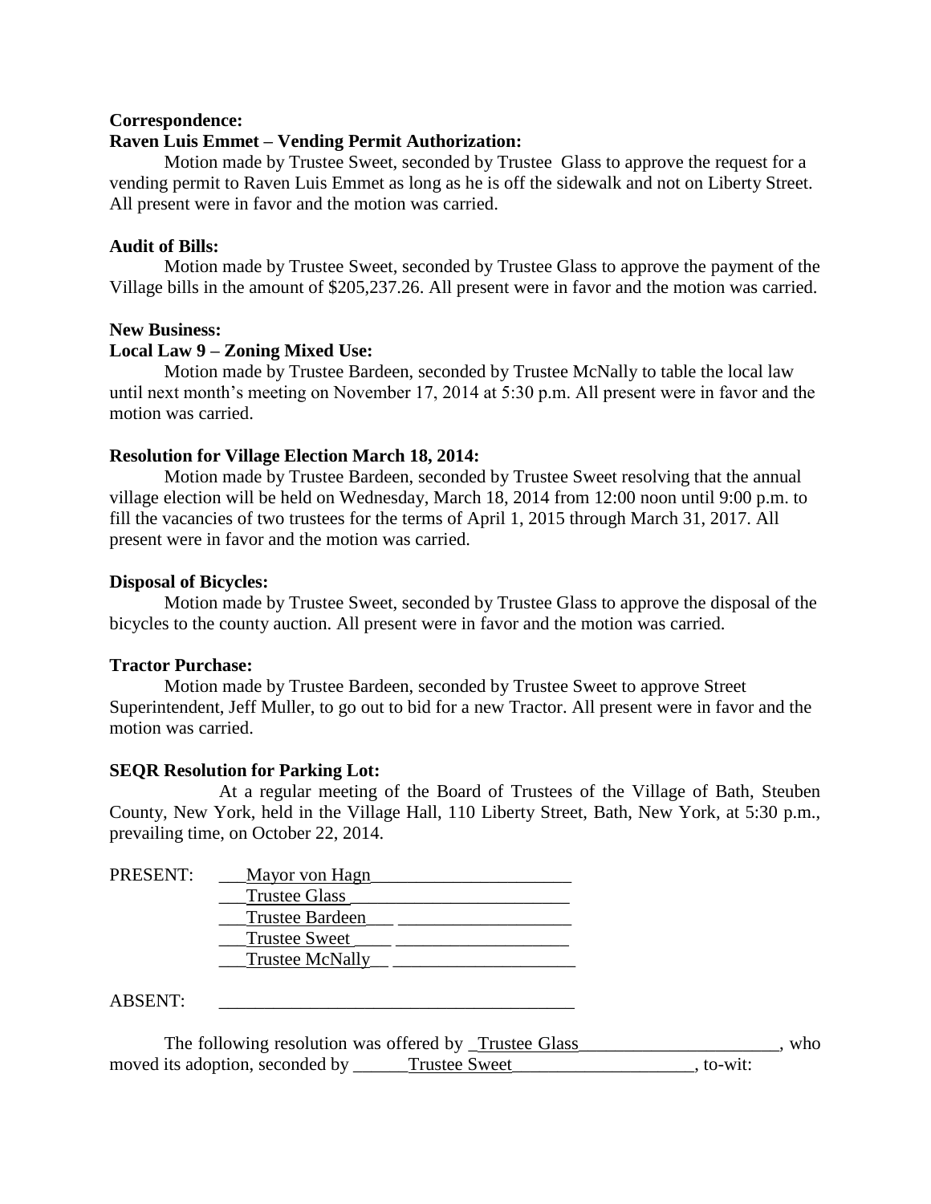**Correspondence:**

**Raven Luis Emmet – Vending Permit Authorization:**

Motion made by Trustee Sweet, seconded by Trustee Glass to approve the request for a vending permit to Raven Luis Emmet as long as he is off the sidewalk and not on Liberty Street. All present were in favor and the motion was carried.

**Audit of Bills:**

Motion made by Trustee Sweet, seconded by Trustee Glass to approve the payment of the Village bills in the amount of $205,237.26. All present were in favor and the motion was carried.

**New Business:**

**Local Law 9 – Zoning Mixed Use:**

Motion made by Trustee Bardeen, seconded by Trustee McNally to table the local law until next month's meeting on November 17, 2014 at 5:30 p.m. All present were in favor and the motion was carried.

**Resolution for Village Election March 18, 2014:**

Motion made by Trustee Bardeen, seconded by Trustee Sweet resolving that the annual village election will be held on Wednesday, March 18, 2014 from 12:00 noon until 9:00 p.m. to fill the vacancies of two trustees for the terms of April 1, 2015 through March 31, 2017. All present were in favor and the motion was carried.

**Disposal of Bicycles:**

Motion made by Trustee Sweet, seconded by Trustee Glass to approve the disposal of the bicycles to the county auction. All present were in favor and the motion was carried.

**Tractor Purchase:**

Motion made by Trustee Bardeen, seconded by Trustee Sweet to approve Street Superintendent, Jeff Muller, to go out to bid for a new Tractor. All present were in favor and the motion was carried.

**SEQR Resolution for Parking Lot:**

At a regular meeting of the Board of Trustees of the Village of Bath, Steuben County, New York, held in the Village Hall, 110 Liberty Street, Bath, New York, at 5:30 p.m., prevailing time, on October 22, 2014.

PRESENT: Mayor von Hagn
Trustee Glass
Trustee Bardeen
Trustee Sweet
Trustee McNally

ABSENT: ________________________________________

The following resolution was offered by Trustee Glass, who moved its adoption, seconded by Trustee Sweet, to-wit: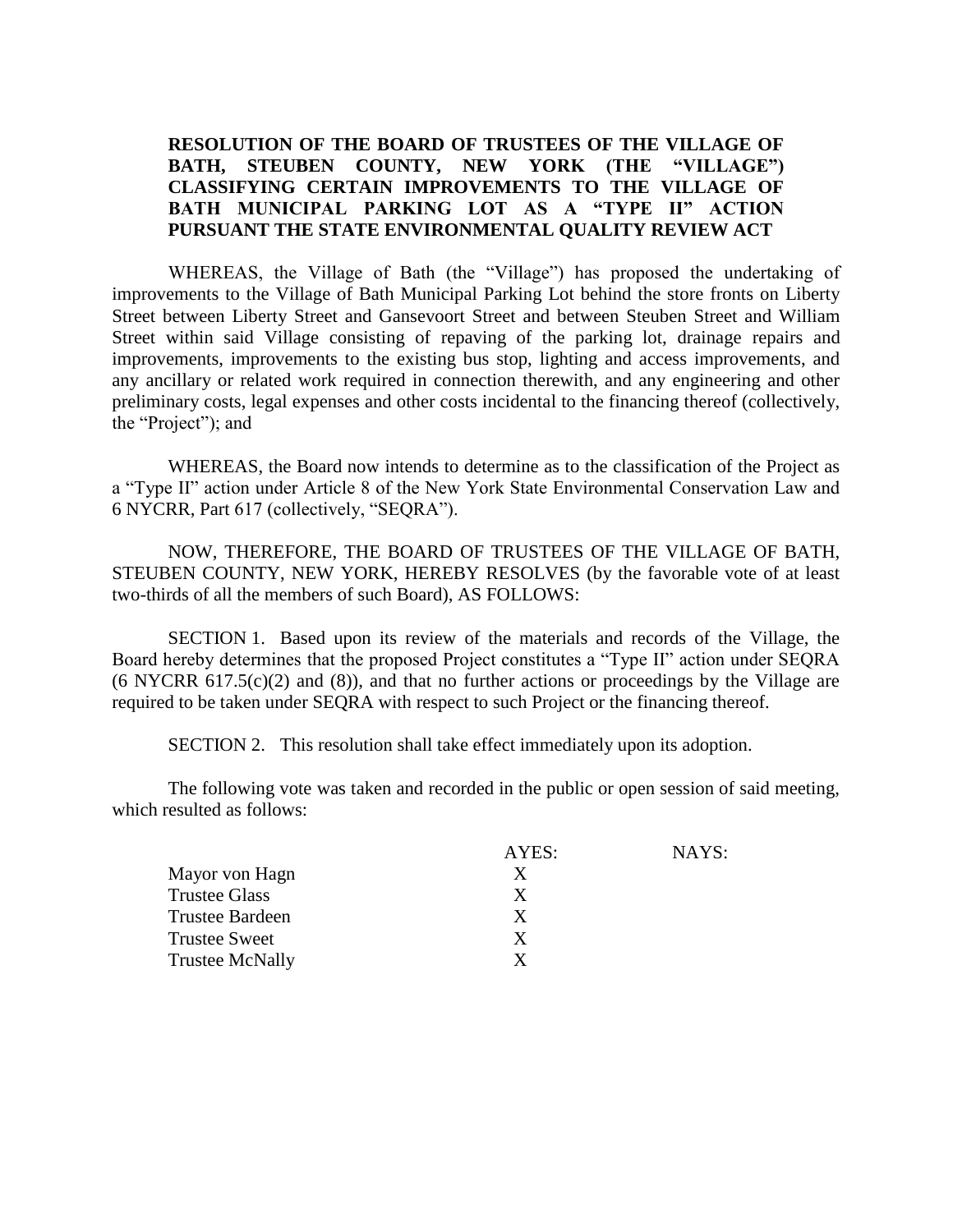**RESOLUTION OF THE BOARD OF TRUSTEES OF THE VILLAGE OF BATH, STEUBEN COUNTY, NEW YORK (THE "VILLAGE") CLASSIFYING CERTAIN IMPROVEMENTS TO THE VILLAGE OF BATH MUNICIPAL PARKING LOT AS A "TYPE II" ACTION PURSUANT THE STATE ENVIRONMENTAL QUALITY REVIEW ACT**

WHEREAS, the Village of Bath (the "Village") has proposed the undertaking of improvements to the Village of Bath Municipal Parking Lot behind the store fronts on Liberty Street between Liberty Street and Gansevoort Street and between Steuben Street and William Street within said Village consisting of repaving of the parking lot, drainage repairs and improvements, improvements to the existing bus stop, lighting and access improvements, and any ancillary or related work required in connection therewith, and any engineering and other preliminary costs, legal expenses and other costs incidental to the financing thereof (collectively, the "Project"); and

WHEREAS, the Board now intends to determine as to the classification of the Project as a "Type II" action under Article 8 of the New York State Environmental Conservation Law and 6 NYCRR, Part 617 (collectively, "SEQRA").

NOW, THEREFORE, THE BOARD OF TRUSTEES OF THE VILLAGE OF BATH, STEUBEN COUNTY, NEW YORK, HEREBY RESOLVES (by the favorable vote of at least two-thirds of all the members of such Board), AS FOLLOWS:

SECTION 1. Based upon its review of the materials and records of the Village, the Board hereby determines that the proposed Project constitutes a "Type II" action under SEQRA (6 NYCRR 617.5(c)(2) and (8)), and that no further actions or proceedings by the Village are required to be taken under SEQRA with respect to such Project or the financing thereof.

SECTION 2. This resolution shall take effect immediately upon its adoption.

The following vote was taken and recorded in the public or open session of said meeting, which resulted as follows:

| | AYES: | NAYS: |
|---|---|---|
| Mayor von Hagn | X | |
| Trustee Glass | X | |
| Trustee Bardeen | X | |
| Trustee Sweet | X | |
| Trustee McNally | X | |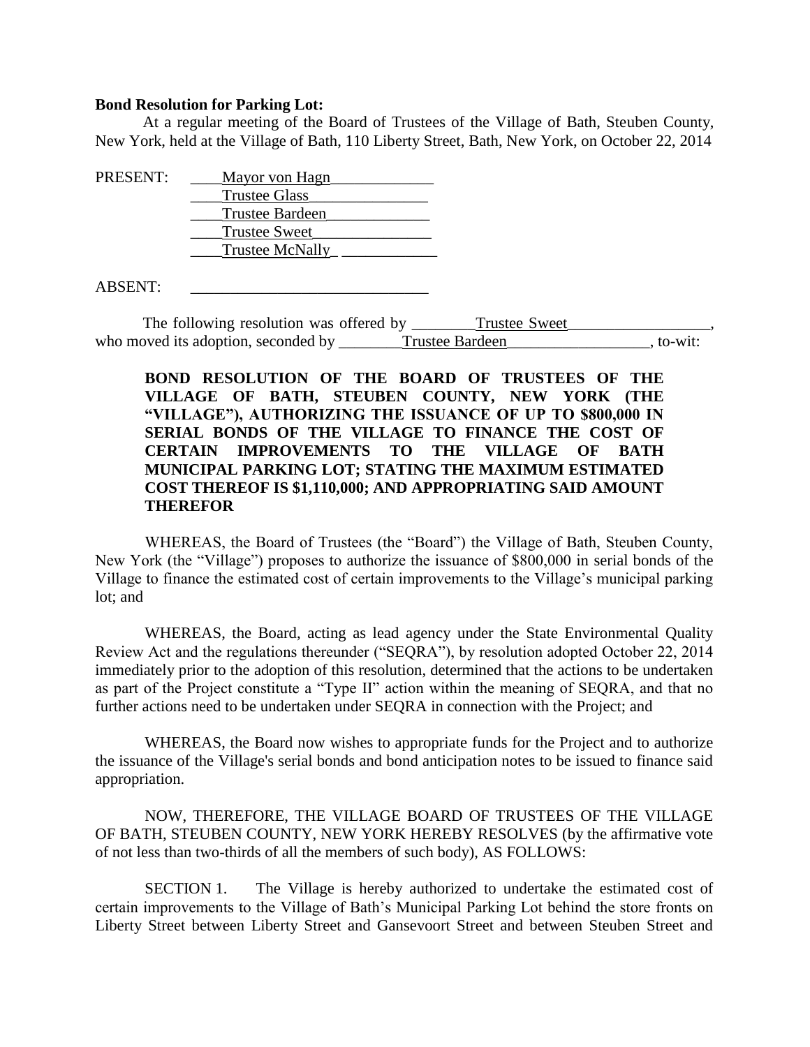**Bond Resolution for Parking Lot:**

At a regular meeting of the Board of Trustees of the Village of Bath, Steuben County, New York, held at the Village of Bath, 110 Liberty Street, Bath, New York, on October 22, 2014

PRESENT: Mayor von Hagn
Trustee Glass
Trustee Bardeen
Trustee Sweet
Trustee McNally

ABSENT: ______________________________

The following resolution was offered by Trustee Sweet, who moved its adoption, seconded by Trustee Bardeen, to-wit:

**BOND RESOLUTION OF THE BOARD OF TRUSTEES OF THE VILLAGE OF BATH, STEUBEN COUNTY, NEW YORK (THE "VILLAGE"), AUTHORIZING THE ISSUANCE OF UP TO $800,000 IN SERIAL BONDS OF THE VILLAGE TO FINANCE THE COST OF CERTAIN IMPROVEMENTS TO THE VILLAGE OF BATH MUNICIPAL PARKING LOT; STATING THE MAXIMUM ESTIMATED COST THEREOF IS $1,110,000; AND APPROPRIATING SAID AMOUNT THEREFOR**

WHEREAS, the Board of Trustees (the "Board") the Village of Bath, Steuben County, New York (the "Village") proposes to authorize the issuance of $800,000 in serial bonds of the Village to finance the estimated cost of certain improvements to the Village's municipal parking lot; and

WHEREAS, the Board, acting as lead agency under the State Environmental Quality Review Act and the regulations thereunder ("SEQRA"), by resolution adopted October 22, 2014 immediately prior to the adoption of this resolution, determined that the actions to be undertaken as part of the Project constitute a "Type II" action within the meaning of SEQRA, and that no further actions need to be undertaken under SEQRA in connection with the Project; and

WHEREAS, the Board now wishes to appropriate funds for the Project and to authorize the issuance of the Village's serial bonds and bond anticipation notes to be issued to finance said appropriation.

NOW, THEREFORE, THE VILLAGE BOARD OF TRUSTEES OF THE VILLAGE OF BATH, STEUBEN COUNTY, NEW YORK HEREBY RESOLVES (by the affirmative vote of not less than two-thirds of all the members of such body), AS FOLLOWS:

SECTION 1. The Village is hereby authorized to undertake the estimated cost of certain improvements to the Village of Bath's Municipal Parking Lot behind the store fronts on Liberty Street between Liberty Street and Gansevoort Street and between Steuben Street and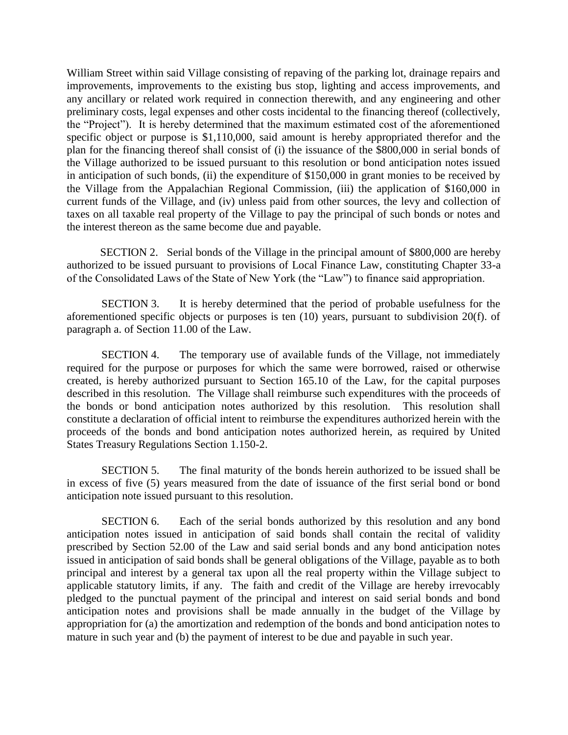William Street within said Village consisting of repaving of the parking lot, drainage repairs and improvements, improvements to the existing bus stop, lighting and access improvements, and any ancillary or related work required in connection therewith, and any engineering and other preliminary costs, legal expenses and other costs incidental to the financing thereof (collectively, the "Project"). It is hereby determined that the maximum estimated cost of the aforementioned specific object or purpose is $1,110,000, said amount is hereby appropriated therefor and the plan for the financing thereof shall consist of (i) the issuance of the $800,000 in serial bonds of the Village authorized to be issued pursuant to this resolution or bond anticipation notes issued in anticipation of such bonds, (ii) the expenditure of $150,000 in grant monies to be received by the Village from the Appalachian Regional Commission, (iii) the application of $160,000 in current funds of the Village, and (iv) unless paid from other sources, the levy and collection of taxes on all taxable real property of the Village to pay the principal of such bonds or notes and the interest thereon as the same become due and payable.

SECTION 2. Serial bonds of the Village in the principal amount of $800,000 are hereby authorized to be issued pursuant to provisions of Local Finance Law, constituting Chapter 33-a of the Consolidated Laws of the State of New York (the "Law") to finance said appropriation.

SECTION 3. It is hereby determined that the period of probable usefulness for the aforementioned specific objects or purposes is ten (10) years, pursuant to subdivision 20(f). of paragraph a. of Section 11.00 of the Law.

SECTION 4. The temporary use of available funds of the Village, not immediately required for the purpose or purposes for which the same were borrowed, raised or otherwise created, is hereby authorized pursuant to Section 165.10 of the Law, for the capital purposes described in this resolution. The Village shall reimburse such expenditures with the proceeds of the bonds or bond anticipation notes authorized by this resolution. This resolution shall constitute a declaration of official intent to reimburse the expenditures authorized herein with the proceeds of the bonds and bond anticipation notes authorized herein, as required by United States Treasury Regulations Section 1.150-2.

SECTION 5. The final maturity of the bonds herein authorized to be issued shall be in excess of five (5) years measured from the date of issuance of the first serial bond or bond anticipation note issued pursuant to this resolution.

SECTION 6. Each of the serial bonds authorized by this resolution and any bond anticipation notes issued in anticipation of said bonds shall contain the recital of validity prescribed by Section 52.00 of the Law and said serial bonds and any bond anticipation notes issued in anticipation of said bonds shall be general obligations of the Village, payable as to both principal and interest by a general tax upon all the real property within the Village subject to applicable statutory limits, if any. The faith and credit of the Village are hereby irrevocably pledged to the punctual payment of the principal and interest on said serial bonds and bond anticipation notes and provisions shall be made annually in the budget of the Village by appropriation for (a) the amortization and redemption of the bonds and bond anticipation notes to mature in such year and (b) the payment of interest to be due and payable in such year.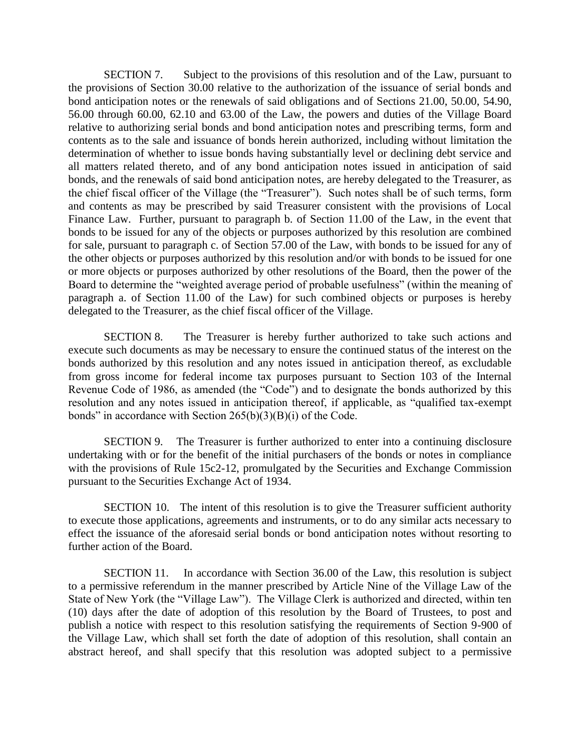SECTION 7. Subject to the provisions of this resolution and of the Law, pursuant to the provisions of Section 30.00 relative to the authorization of the issuance of serial bonds and bond anticipation notes or the renewals of said obligations and of Sections 21.00, 50.00, 54.90, 56.00 through 60.00, 62.10 and 63.00 of the Law, the powers and duties of the Village Board relative to authorizing serial bonds and bond anticipation notes and prescribing terms, form and contents as to the sale and issuance of bonds herein authorized, including without limitation the determination of whether to issue bonds having substantially level or declining debt service and all matters related thereto, and of any bond anticipation notes issued in anticipation of said bonds, and the renewals of said bond anticipation notes, are hereby delegated to the Treasurer, as the chief fiscal officer of the Village (the "Treasurer"). Such notes shall be of such terms, form and contents as may be prescribed by said Treasurer consistent with the provisions of Local Finance Law. Further, pursuant to paragraph b. of Section 11.00 of the Law, in the event that bonds to be issued for any of the objects or purposes authorized by this resolution are combined for sale, pursuant to paragraph c. of Section 57.00 of the Law, with bonds to be issued for any of the other objects or purposes authorized by this resolution and/or with bonds to be issued for one or more objects or purposes authorized by other resolutions of the Board, then the power of the Board to determine the "weighted average period of probable usefulness" (within the meaning of paragraph a. of Section 11.00 of the Law) for such combined objects or purposes is hereby delegated to the Treasurer, as the chief fiscal officer of the Village.

SECTION 8. The Treasurer is hereby further authorized to take such actions and execute such documents as may be necessary to ensure the continued status of the interest on the bonds authorized by this resolution and any notes issued in anticipation thereof, as excludable from gross income for federal income tax purposes pursuant to Section 103 of the Internal Revenue Code of 1986, as amended (the "Code") and to designate the bonds authorized by this resolution and any notes issued in anticipation thereof, if applicable, as "qualified tax-exempt bonds" in accordance with Section 265(b)(3)(B)(i) of the Code.

SECTION 9. The Treasurer is further authorized to enter into a continuing disclosure undertaking with or for the benefit of the initial purchasers of the bonds or notes in compliance with the provisions of Rule 15c2-12, promulgated by the Securities and Exchange Commission pursuant to the Securities Exchange Act of 1934.

SECTION 10. The intent of this resolution is to give the Treasurer sufficient authority to execute those applications, agreements and instruments, or to do any similar acts necessary to effect the issuance of the aforesaid serial bonds or bond anticipation notes without resorting to further action of the Board.

SECTION 11. In accordance with Section 36.00 of the Law, this resolution is subject to a permissive referendum in the manner prescribed by Article Nine of the Village Law of the State of New York (the "Village Law"). The Village Clerk is authorized and directed, within ten (10) days after the date of adoption of this resolution by the Board of Trustees, to post and publish a notice with respect to this resolution satisfying the requirements of Section 9-900 of the Village Law, which shall set forth the date of adoption of this resolution, shall contain an abstract hereof, and shall specify that this resolution was adopted subject to a permissive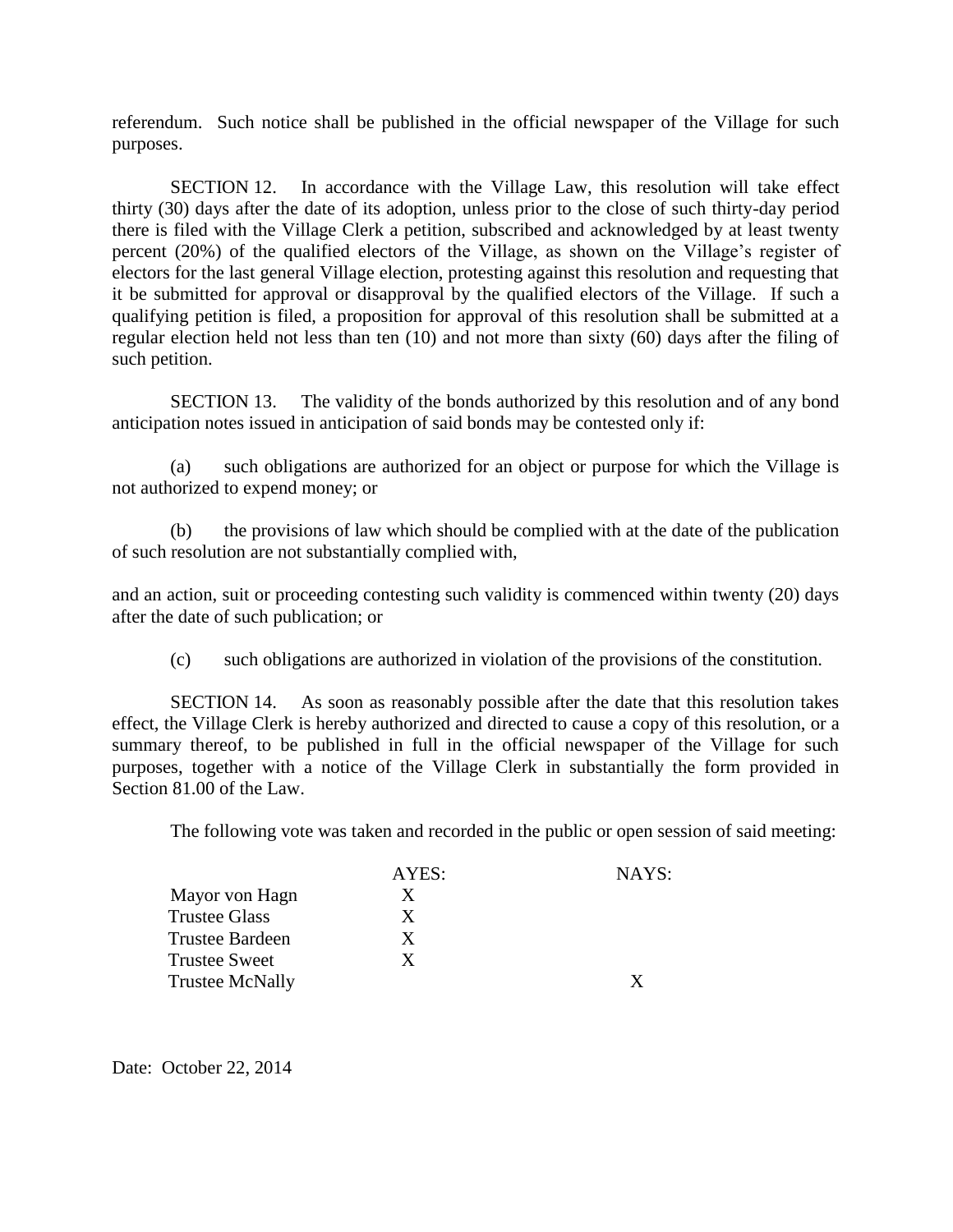referendum. Such notice shall be published in the official newspaper of the Village for such purposes.

SECTION 12. In accordance with the Village Law, this resolution will take effect thirty (30) days after the date of its adoption, unless prior to the close of such thirty-day period there is filed with the Village Clerk a petition, subscribed and acknowledged by at least twenty percent (20%) of the qualified electors of the Village, as shown on the Village's register of electors for the last general Village election, protesting against this resolution and requesting that it be submitted for approval or disapproval by the qualified electors of the Village. If such a qualifying petition is filed, a proposition for approval of this resolution shall be submitted at a regular election held not less than ten (10) and not more than sixty (60) days after the filing of such petition.

SECTION 13. The validity of the bonds authorized by this resolution and of any bond anticipation notes issued in anticipation of said bonds may be contested only if:

(a) such obligations are authorized for an object or purpose for which the Village is not authorized to expend money; or

(b) the provisions of law which should be complied with at the date of the publication of such resolution are not substantially complied with,

and an action, suit or proceeding contesting such validity is commenced within twenty (20) days after the date of such publication; or

(c) such obligations are authorized in violation of the provisions of the constitution.

SECTION 14. As soon as reasonably possible after the date that this resolution takes effect, the Village Clerk is hereby authorized and directed to cause a copy of this resolution, or a summary thereof, to be published in full in the official newspaper of the Village for such purposes, together with a notice of the Village Clerk in substantially the form provided in Section 81.00 of the Law.

The following vote was taken and recorded in the public or open session of said meeting:

| | AYES: | NAYS: |
|---|---|---|
| Mayor von Hagn | X | |
| Trustee Glass | X | |
| Trustee Bardeen | X | |
| Trustee Sweet | X | |
| Trustee McNally | | X |

Date: October 22, 2014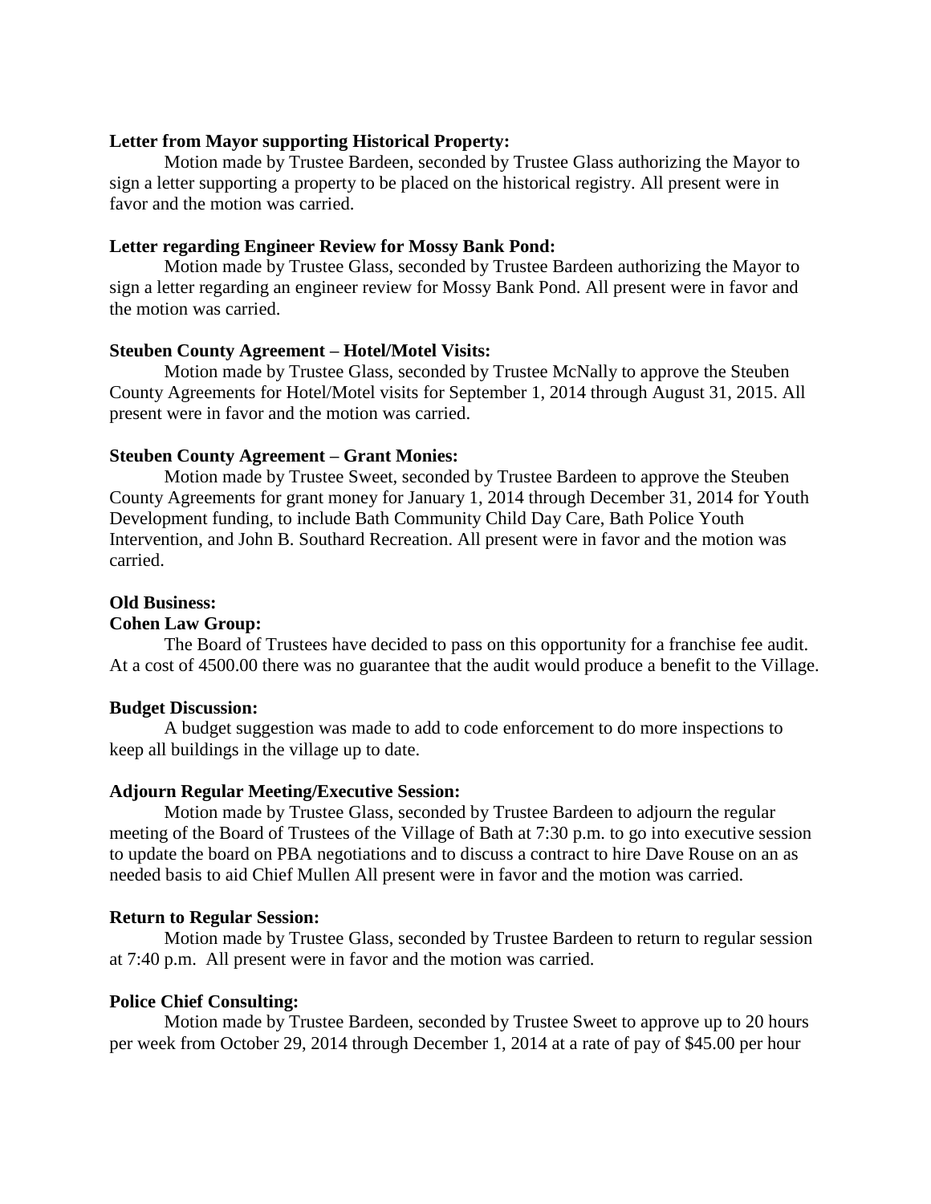**Letter from Mayor supporting Historical Property:**

Motion made by Trustee Bardeen, seconded by Trustee Glass authorizing the Mayor to sign a letter supporting a property to be placed on the historical registry. All present were in favor and the motion was carried.

**Letter regarding Engineer Review for Mossy Bank Pond:**

Motion made by Trustee Glass, seconded by Trustee Bardeen authorizing the Mayor to sign a letter regarding an engineer review for Mossy Bank Pond. All present were in favor and the motion was carried.

**Steuben County Agreement – Hotel/Motel Visits:**

Motion made by Trustee Glass, seconded by Trustee McNally to approve the Steuben County Agreements for Hotel/Motel visits for September 1, 2014 through August 31, 2015. All present were in favor and the motion was carried.

**Steuben County Agreement – Grant Monies:**

Motion made by Trustee Sweet, seconded by Trustee Bardeen to approve the Steuben County Agreements for grant money for January 1, 2014 through December 31, 2014 for Youth Development funding, to include Bath Community Child Day Care, Bath Police Youth Intervention, and John B. Southard Recreation. All present were in favor and the motion was carried.

**Old Business:**

**Cohen Law Group:**

The Board of Trustees have decided to pass on this opportunity for a franchise fee audit. At a cost of 4500.00 there was no guarantee that the audit would produce a benefit to the Village.

**Budget Discussion:**

A budget suggestion was made to add to code enforcement to do more inspections to keep all buildings in the village up to date.

**Adjourn Regular Meeting/Executive Session:**

Motion made by Trustee Glass, seconded by Trustee Bardeen to adjourn the regular meeting of the Board of Trustees of the Village of Bath at 7:30 p.m. to go into executive session to update the board on PBA negotiations and to discuss a contract to hire Dave Rouse on an as needed basis to aid Chief Mullen All present were in favor and the motion was carried.

**Return to Regular Session:**

Motion made by Trustee Glass, seconded by Trustee Bardeen to return to regular session at 7:40 p.m. All present were in favor and the motion was carried.

**Police Chief Consulting:**

Motion made by Trustee Bardeen, seconded by Trustee Sweet to approve up to 20 hours per week from October 29, 2014 through December 1, 2014 at a rate of pay of $45.00 per hour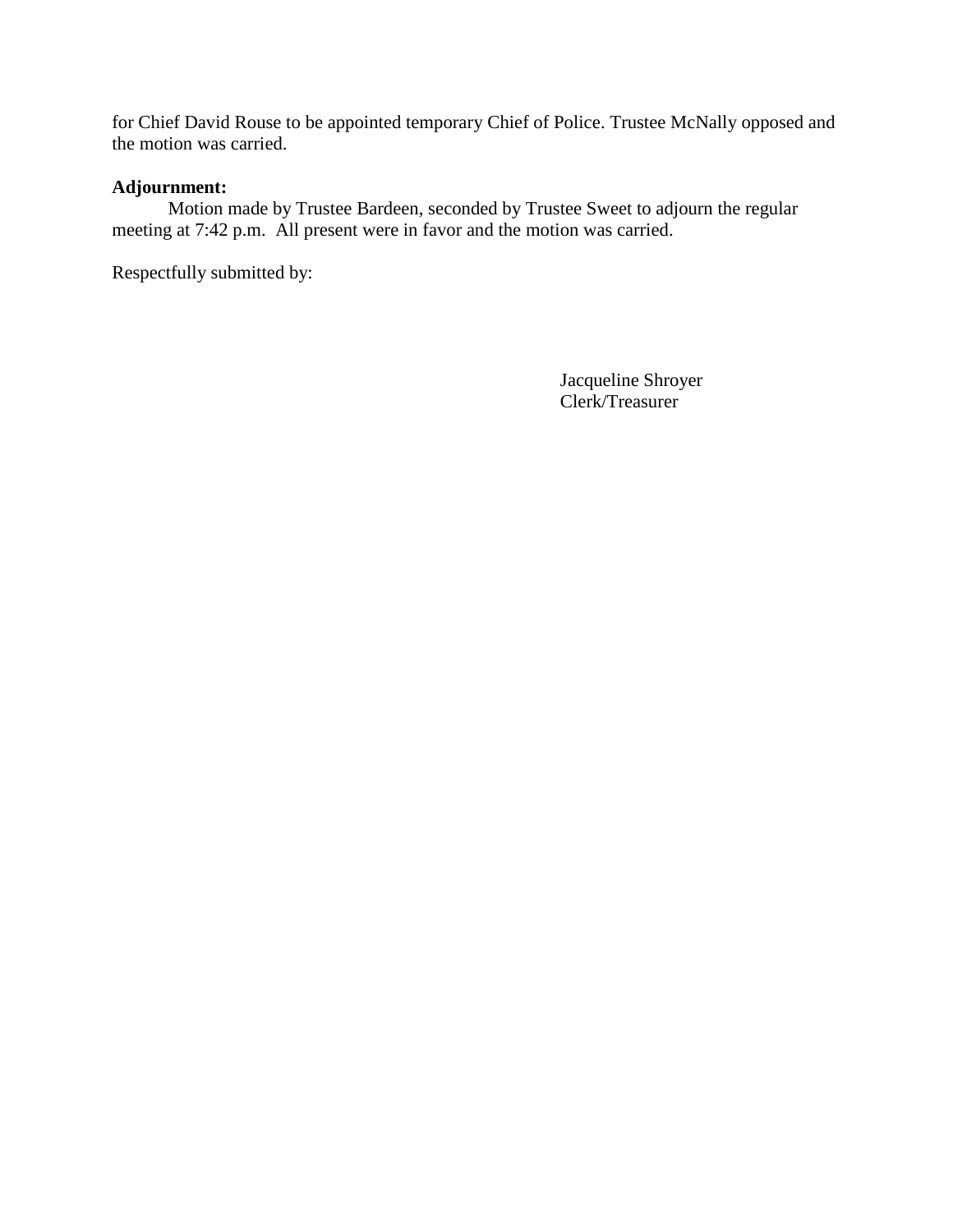for Chief David Rouse to be appointed temporary Chief of Police. Trustee McNally opposed and the motion was carried.

**Adjournment:**

Motion made by Trustee Bardeen, seconded by Trustee Sweet to adjourn the regular meeting at 7:42 p.m. All present were in favor and the motion was carried.

Respectfully submitted by:

Jacqueline Shroyer
Clerk/Treasurer